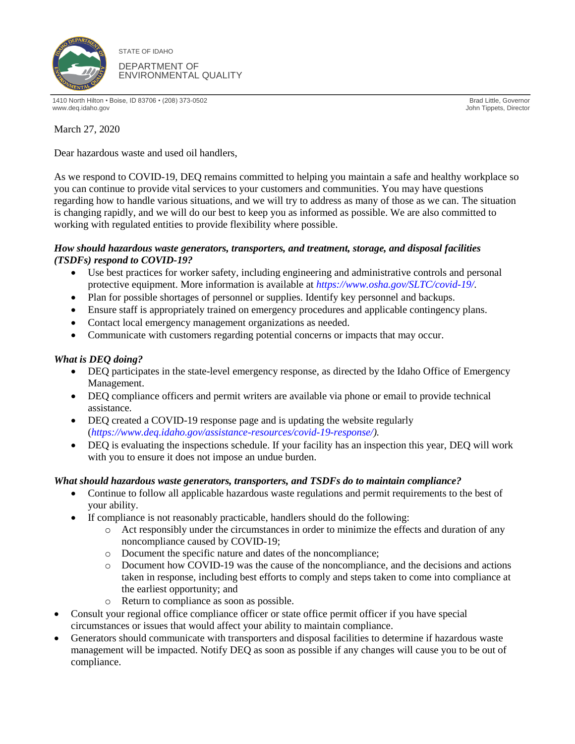STATE OF IDAHO

DEPARTMENT OF
ENVIRONMENTAL QUALITY

1410 North Hilton • Boise, ID 83706 • (208) 373-0502
www.deq.idaho.gov

Brad Little, Governor
John Tippets, Director

March 27, 2020

Dear hazardous waste and used oil handlers,

As we respond to COVID-19, DEQ remains committed to helping you maintain a safe and healthy workplace so you can continue to provide vital services to your customers and communities. You may have questions regarding how to handle various situations, and we will try to address as many of those as we can. The situation is changing rapidly, and we will do our best to keep you as informed as possible. We are also committed to working with regulated entities to provide flexibility where possible.

***How should hazardous waste generators, transporters, and treatment, storage, and disposal facilities (TSDFs) respond to COVID-19?***

- Use best practices for worker safety, including engineering and administrative controls and personal protective equipment. More information is available at *https://www.osha.gov/SLTC/covid-19/*.
- Plan for possible shortages of personnel or supplies. Identify key personnel and backups.
- Ensure staff is appropriately trained on emergency procedures and applicable contingency plans.
- Contact local emergency management organizations as needed.
- Communicate with customers regarding potential concerns or impacts that may occur.

***What is DEQ doing?***

- DEQ participates in the state-level emergency response, as directed by the Idaho Office of Emergency Management.
- DEQ compliance officers and permit writers are available via phone or email to provide technical assistance.
- DEQ created a COVID-19 response page and is updating the website regularly (*https://www.deq.idaho.gov/assistance-resources/covid-19-response/).*
- DEQ is evaluating the inspections schedule. If your facility has an inspection this year, DEQ will work with you to ensure it does not impose an undue burden.

***What should hazardous waste generators, transporters, and TSDFs do to maintain compliance?***

- Continue to follow all applicable hazardous waste regulations and permit requirements to the best of your ability.
- If compliance is not reasonably practicable, handlers should do the following:
    - Act responsibly under the circumstances in order to minimize the effects and duration of any noncompliance caused by COVID-19;
    - Document the specific nature and dates of the noncompliance;
    - Document how COVID-19 was the cause of the noncompliance, and the decisions and actions taken in response, including best efforts to comply and steps taken to come into compliance at the earliest opportunity; and
    - Return to compliance as soon as possible.
- Consult your regional office compliance officer or state office permit officer if you have special circumstances or issues that would affect your ability to maintain compliance.
- Generators should communicate with transporters and disposal facilities to determine if hazardous waste management will be impacted. Notify DEQ as soon as possible if any changes will cause you to be out of compliance.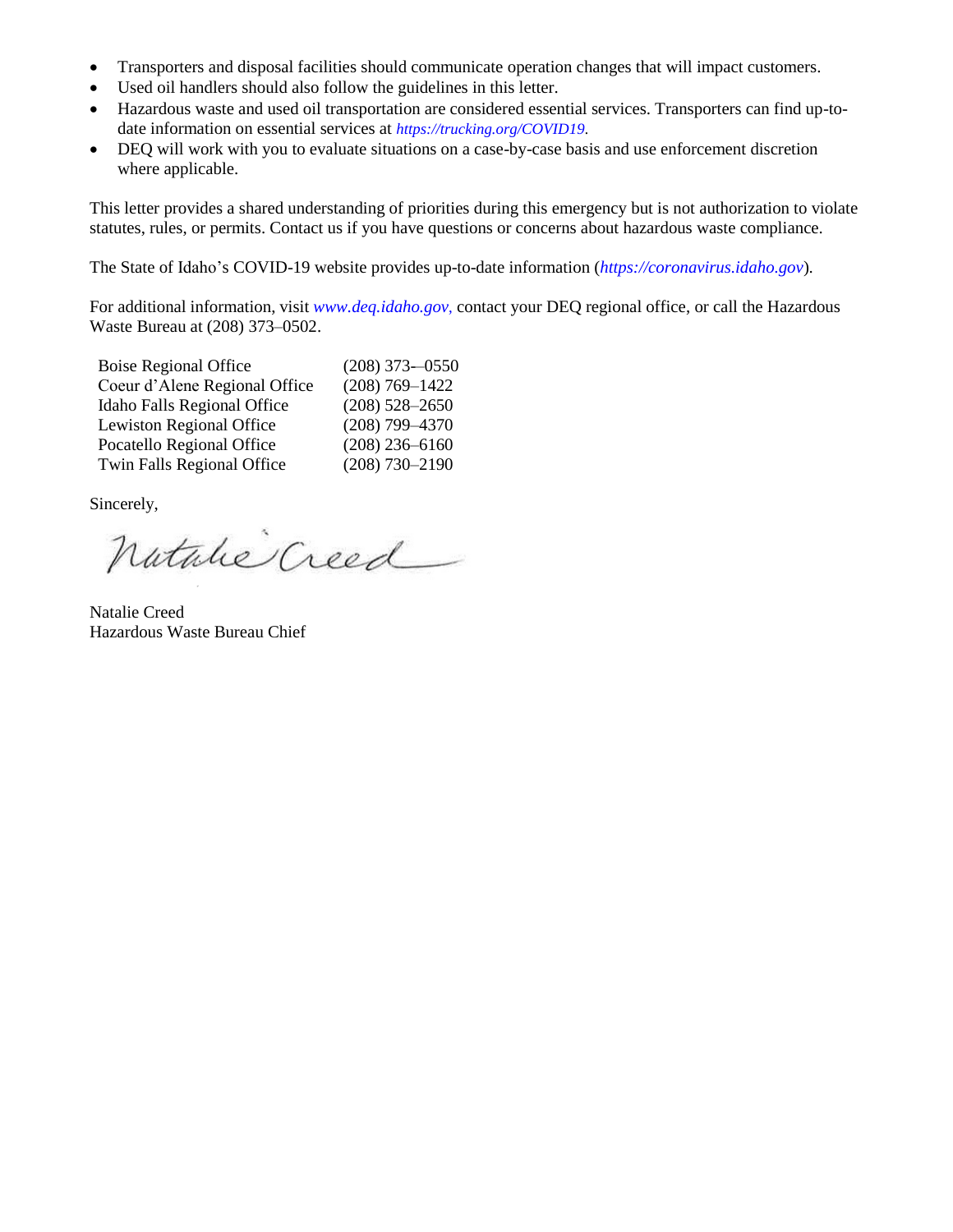- Transporters and disposal facilities should communicate operation changes that will impact customers.
- Used oil handlers should also follow the guidelines in this letter.
- Hazardous waste and used oil transportation are considered essential services. Transporters can find up-to-date information on essential services at *https://trucking.org/COVID19.*
- DEQ will work with you to evaluate situations on a case-by-case basis and use enforcement discretion where applicable.

This letter provides a shared understanding of priorities during this emergency but is not authorization to violate statutes, rules, or permits. Contact us if you have questions or concerns about hazardous waste compliance.

The State of Idaho's COVID-19 website provides up-to-date information (*https://coronavirus.idaho.gov*).

For additional information, visit *www.deq.idaho.gov,* contact your DEQ regional office, or call the Hazardous Waste Bureau at (208) 373–0502.

| | |
|---|---|
| Boise Regional Office | (208) 373-–0550 |
| Coeur d'Alene Regional Office | (208) 769–1422 |
| Idaho Falls Regional Office | (208) 528–2650 |
| Lewiston Regional Office | (208) 799–4370 |
| Pocatello Regional Office | (208) 236–6160 |
| Twin Falls Regional Office | (208) 730–2190 |

Sincerely,

Natalie Creed

Natalie Creed
Hazardous Waste Bureau Chief